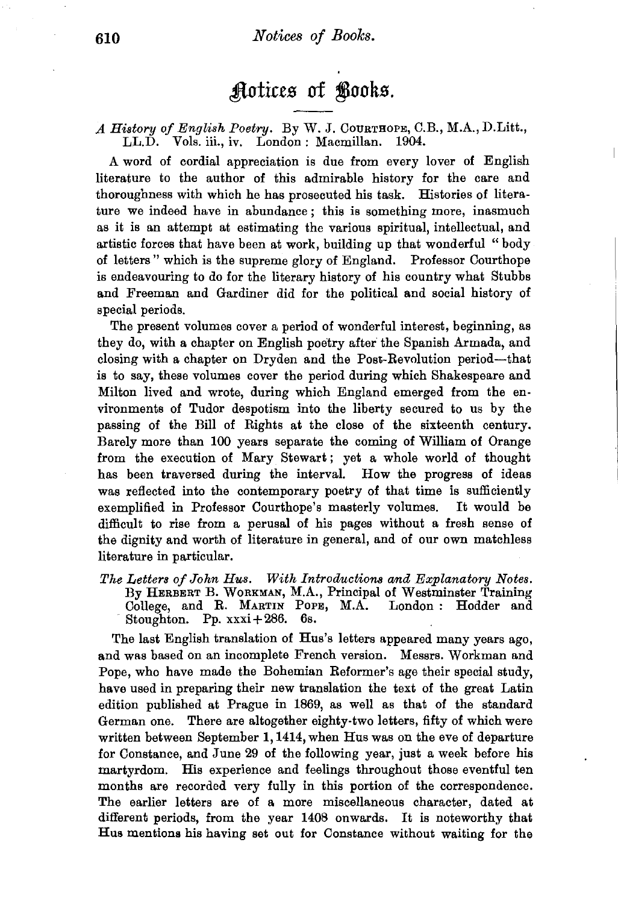# Notices of Books.

*A History of English Poetry*. By W. J. Courthope, C.B., M.A., D.Litt., LL.D. Vols. iii., iv. London: Macmillan. 1904.

A word of cordial appreciation is due from every lover of English literature to the author of this admirable history for the care and thoroughness with which he has prosecuted his task. Histories of literature we indeed have in abundance; this is something more, inasmuch as it is an attempt at estimating the various spiritual, intellectual, and artistic forces that have been at work, building up that wonderful "body of letters" which is the supreme glory of England. Professor Courthope is endeavouring to do for the literary history of his country what Stubbs and Freeman and Gardiner did for the political and social history of special periods.

The present volumes cover a period of wonderful interest, beginning, as they do, with a chapter on English poetry after the Spanish Armada, and closing with a chapter on Dryden and the Post-Revolution period—that is to say, these volumes cover the period during which Shakespeare and Milton lived and wrote, during which England emerged from the environments of Tudor despotism into the liberty secured to us by the passing of the Bill of Rights at the close of the sixteenth century. Barely more than 100 years separate the coming of William of Orange from the execution of Mary Stewart; yet a whole world of thought has been traversed during the interval. How the progress of ideas was reflected into the contemporary poetry of that time is sufficiently exemplified in Professor Courthope's masterly volumes. It would be difficult to rise from a perusal of his pages without a fresh sense of the dignity and worth of literature in general, and of our own matchless literature in particular.

*The Letters of John Hus. With Introductions and Explanatory Notes.* By Herbert B. Workman, M.A., Principal of Westminster Training College, and R. Martin Pope, M.A. London: Hodder and Stoughton. Pp. xxxi + 286. 6s.

The last English translation of Hus's letters appeared many years ago, and was based on an incomplete French version. Messrs. Workman and Pope, who have made the Bohemian Reformer's age their special study, have used in preparing their new translation the text of the great Latin edition published at Prague in 1869, as well as that of the standard German one. There are altogether eighty-two letters, fifty of which were written between September 1, 1414, when Hus was on the eve of departure for Constance, and June 29 of the following year, just a week before his martyrdom. His experience and feelings throughout those eventful ten months are recorded very fully in this portion of the correspondence. The earlier letters are of a more miscellaneous character, dated at different periods, from the year 1408 onwards. It is noteworthy that Hus mentions his having set out for Constance without waiting for the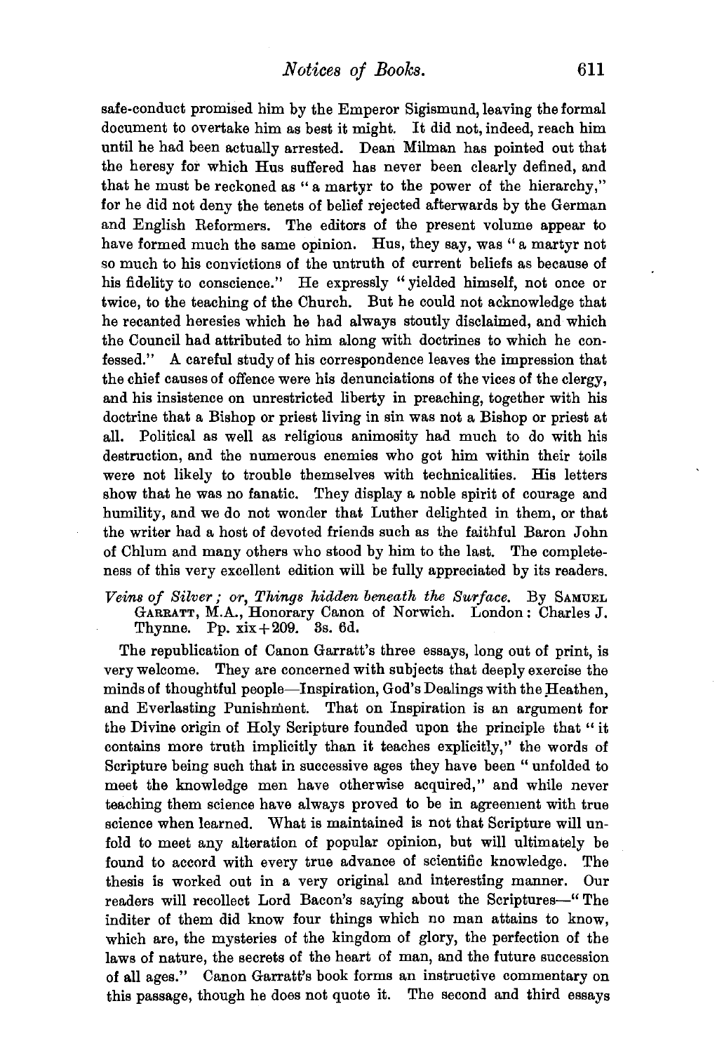safe-conduct promised him by the Emperor Sigismund, leaving the formal document to overtake him as best it might. It did not, indeed, reach him until he had been actually arrested. Dean Milman has pointed out that the heresy for which Hus suffered has never been clearly defined, and that he must be reckoned as "a martyr to the power of the hierarchy," for he did not deny the tenets of belief rejected afterwards by the German and English Reformers. The editors of the present volume appear to have formed much the same opinion. Hus, they say, was "a martyr not so much to his convictions of the untruth of current beliefs as because of his fidelity to conscience." He expressly "yielded himself, not once or twice, to the teaching of the Church. But he could not acknowledge that he recanted heresies which he had always stoutly disclaimed, and which the Council had attributed to him along with doctrines to which he confessed." A careful study of his correspondence leaves the impression that the chief causes of offence were his denunciations of the vices of the clergy, and his insistence on unrestricted liberty in preaching, together with his doctrine that a Bishop or priest living in sin was not a Bishop or priest at all. Political as well as religious animosity had much to do with his destruction, and the numerous enemies who got him within their toils were not likely to trouble themselves with technicalities. His letters show that he was no fanatic. They display a noble spirit of courage and humility, and we do not wonder that Luther delighted in them, or that the writer had a host of devoted friends such as the faithful Baron John of Chlum and many others who stood by him to the last. The completeness of this very excellent edition will be fully appreciated by its readers.

*Veins of Silver; or, Things hidden beneath the Surface.* By SAMUEL GARRATT, M.A., Honorary Canon of Norwich. London: Charles J. Thynne. Pp. xix+209. 3s. 6d.

The republication of Canon Garratt's three essays, long out of print, is very welcome. They are concerned with subjects that deeply exercise the minds of thoughtful people—Inspiration, God's Dealings with the Heathen, and Everlasting Punishment. That on Inspiration is an argument for the Divine origin of Holy Scripture founded upon the principle that "it contains more truth implicitly than it teaches explicitly," the words of Scripture being such that in successive ages they have been "unfolded to meet the knowledge men have otherwise acquired," and while never teaching them science have always proved to be in agreement with true science when learned. What is maintained is not that Scripture will unfold to meet any alteration of popular opinion, but will ultimately be found to accord with every true advance of scientific knowledge. The thesis is worked out in a very original and interesting manner. Our readers will recollect Lord Bacon's saying about the Scriptures—"The inditer of them did know four things which no man attains to know, which are, the mysteries of the kingdom of glory, the perfection of the laws of nature, the secrets of the heart of man, and the future succession of all ages." Canon Garratt's book forms an instructive commentary on this passage, though he does not quote it. The second and third essays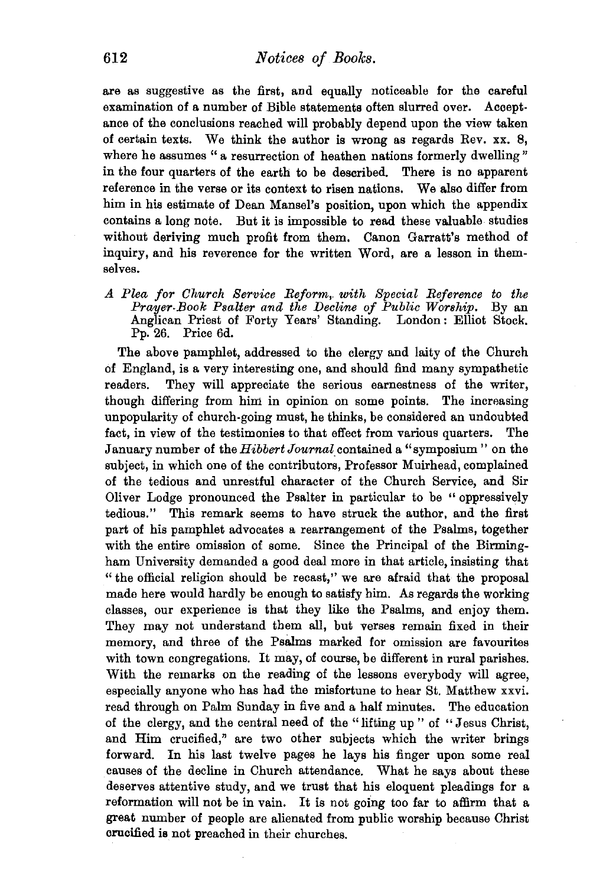are as suggestive as the first, and equally noticeable for the careful examination of a number of Bible statements often slurred over. Acceptance of the conclusions reached will probably depend upon the view taken of certain texts. We think the author is wrong as regards Rev. xx. 8, where he assumes "a resurrection of heathen nations formerly dwelling" in the four quarters of the earth to be described. There is no apparent reference in the verse or its context to risen nations. We also differ from him in his estimate of Dean Mansel's position, upon which the appendix contains a long note. But it is impossible to read these valuable studies without deriving much profit from them. Canon Garratt's method of inquiry, and his reverence for the written Word, are a lesson in themselves.

*A Plea for Church Service Reform, with Special Reference to the Prayer-Book Psalter and the Decline of Public Worship.* By an Anglican Priest of Forty Years' Standing. London: Elliot Stock. Pp. 26. Price 6d.

The above pamphlet, addressed to the clergy and laity of the Church of England, is a very interesting one, and should find many sympathetic readers. They will appreciate the serious earnestness of the writer, though differing from him in opinion on some points. The increasing unpopularity of church-going must, he thinks, be considered an undoubted fact, in view of the testimonies to that effect from various quarters. The January number of the *Hibbert Journal* contained a "symposium" on the subject, in which one of the contributors, Professor Muirhead, complained of the tedious and unrestful character of the Church Service, and Sir Oliver Lodge pronounced the Psalter in particular to be "oppressively tedious." This remark seems to have struck the author, and the first part of his pamphlet advocates a rearrangement of the Psalms, together with the entire omission of some. Since the Principal of the Birmingham University demanded a good deal more in that article, insisting that "the official religion should be recast," we are afraid that the proposal made here would hardly be enough to satisfy him. As regards the working classes, our experience is that they like the Psalms, and enjoy them. They may not understand them all, but verses remain fixed in their memory, and three of the Psalms marked for omission are favourites with town congregations. It may, of course, be different in rural parishes. With the remarks on the reading of the lessons everybody will agree, especially anyone who has had the misfortune to hear St. Matthew xxvi. read through on Palm Sunday in five and a half minutes. The education of the clergy, and the central need of the "lifting up" of "Jesus Christ, and Him crucified," are two other subjects which the writer brings forward. In his last twelve pages he lays his finger upon some real causes of the decline in Church attendance. What he says about these deserves attentive study, and we trust that his eloquent pleadings for a reformation will not be in vain. It is not going too far to affirm that a great number of people are alienated from public worship because Christ crucified is not preached in their churches.